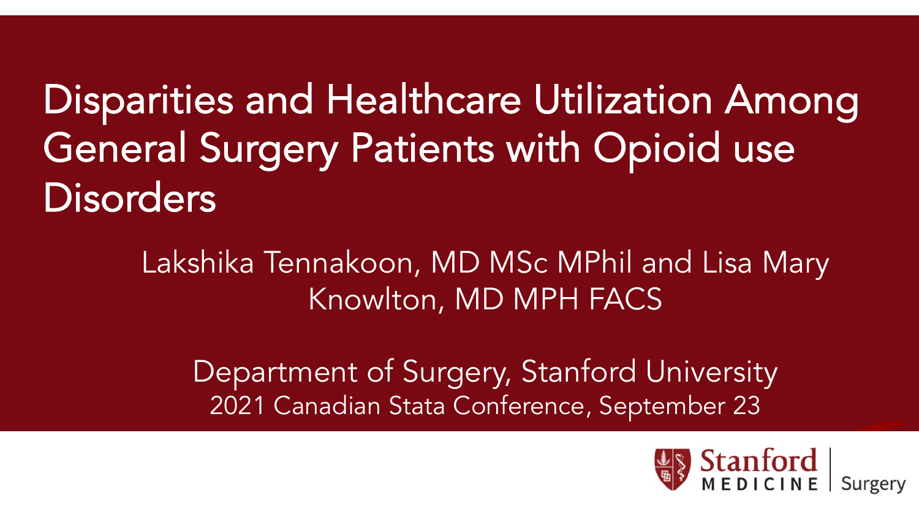# Disparities and Healthcare Utilization Among General Surgery Patients with Opioid use Disorders

Lakshika Tennakoon, MD MSc MPhil and Lisa Mary Knowlton, MD MPH FACS

Department of Surgery, Stanford University

2021 Canadian Stata Conference, September 23

Stanford MEDICINE | Surgery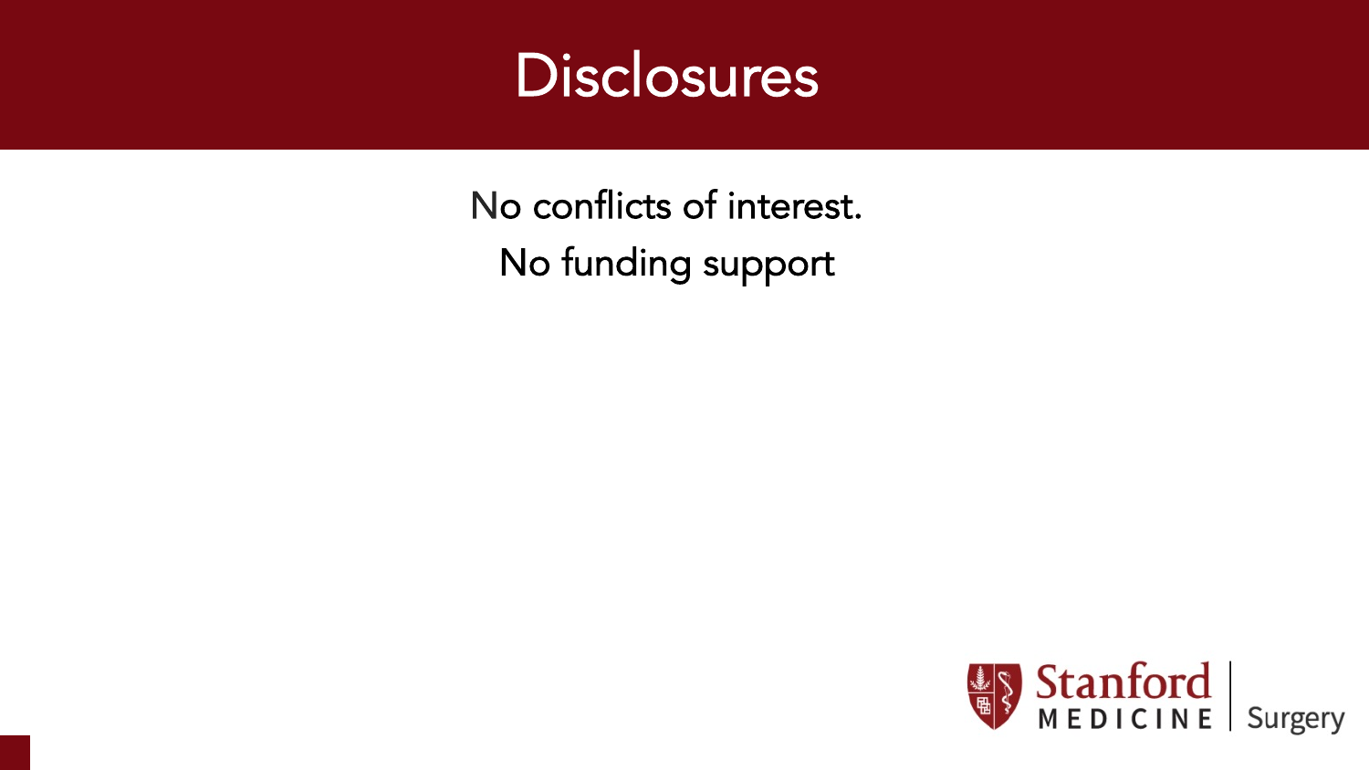# Disclosures

No conflicts of interest.

No funding support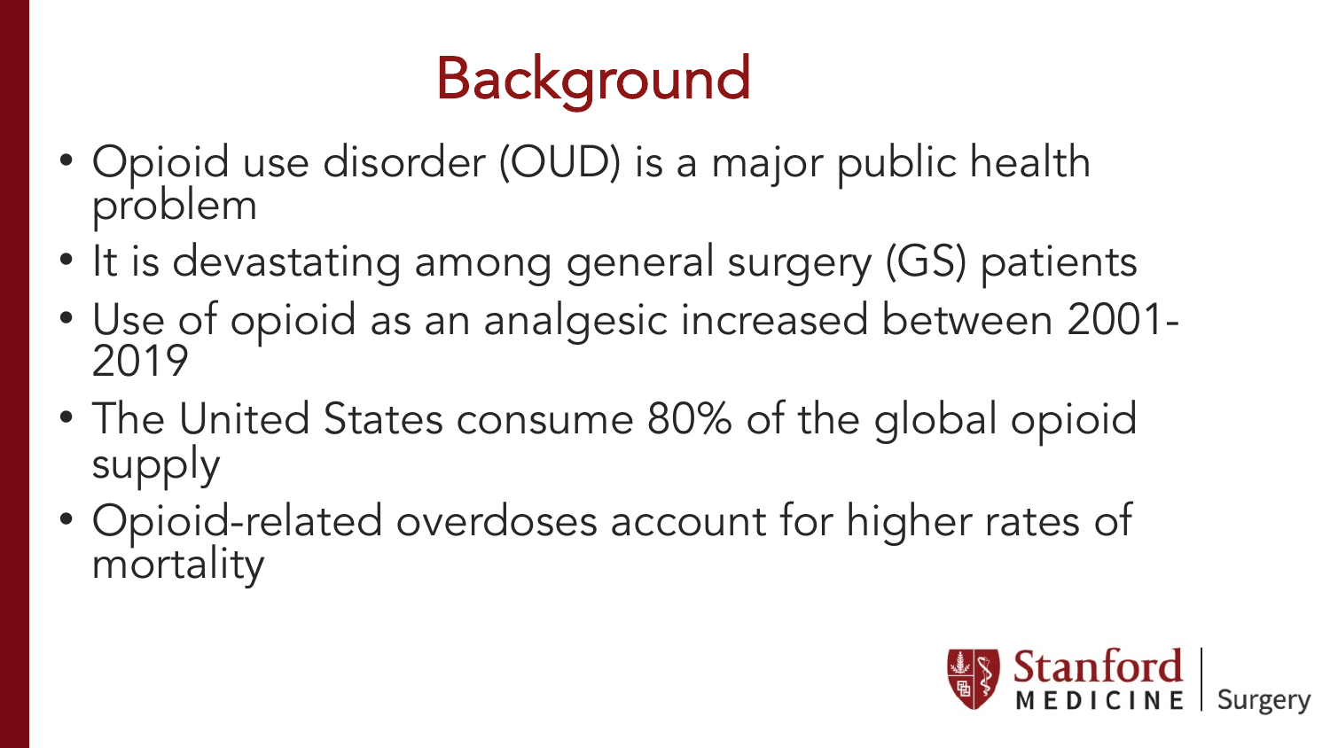# Background

- Opioid use disorder (OUD) is a major public health problem
- It is devastating among general surgery (GS) patients
- Use of opioid as an analgesic increased between 2001-2019
- The United States consume 80% of the global opioid supply
- Opioid-related overdoses account for higher rates of mortality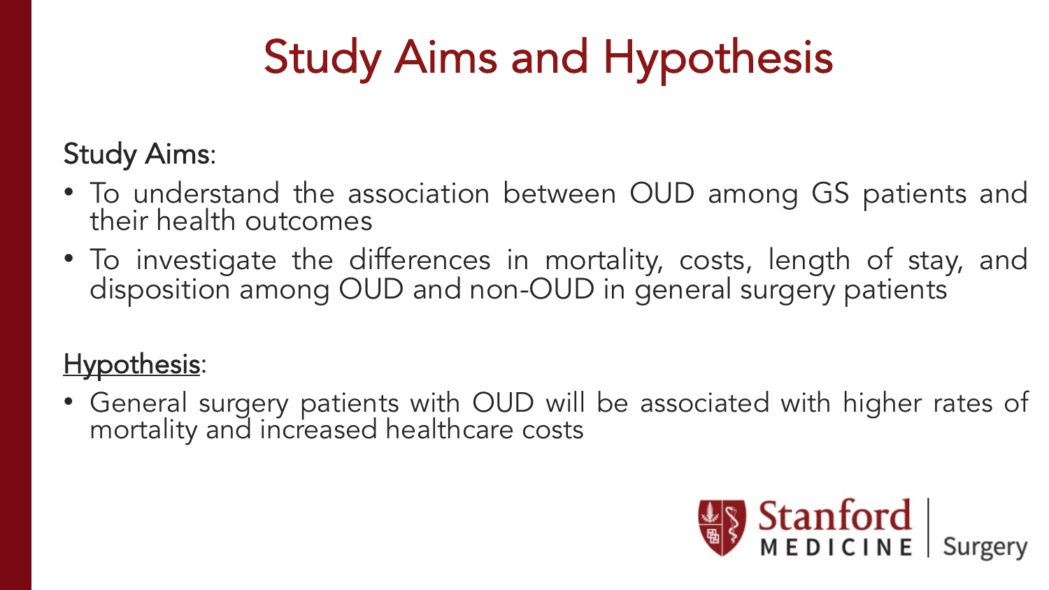# Study Aims and Hypothesis

Study Aims:

- To understand the association between OUD among GS patients and their health outcomes
- To investigate the differences in mortality, costs, length of stay, and disposition among OUD and non-OUD in general surgery patients

Hypothesis:

- General surgery patients with OUD will be associated with higher rates of mortality and increased healthcare costs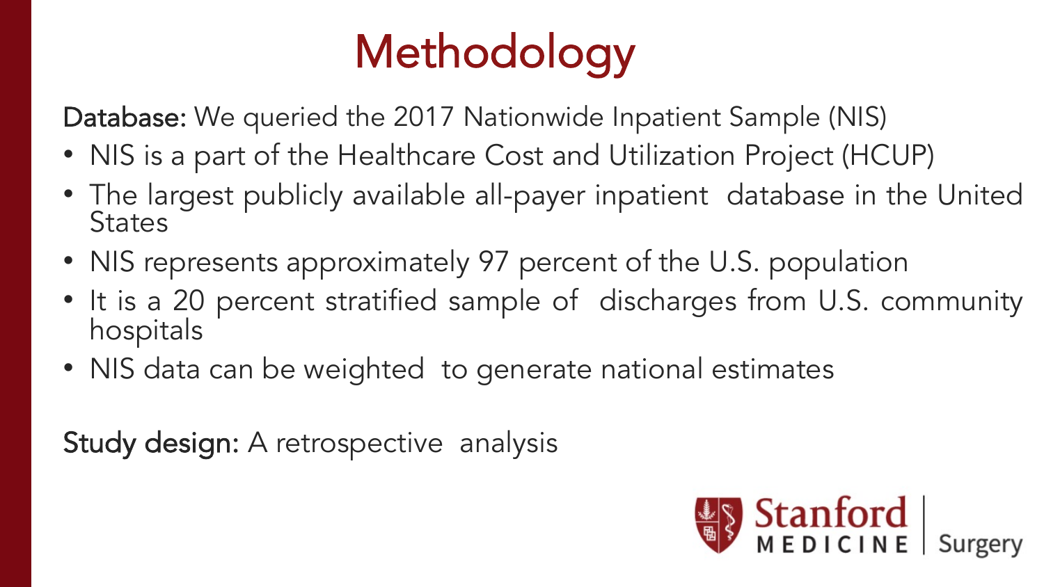# Methodology

**Database:** We queried the 2017 Nationwide Inpatient Sample (NIS)

- NIS is a part of the Healthcare Cost and Utilization Project (HCUP)
- The largest publicly available all-payer inpatient database in the United States
- NIS represents approximately 97 percent of the U.S. population
- It is a 20 percent stratified sample of discharges from U.S. community hospitals
- NIS data can be weighted to generate national estimates

**Study design:** A retrospective analysis

Stanford MEDICINE | Surgery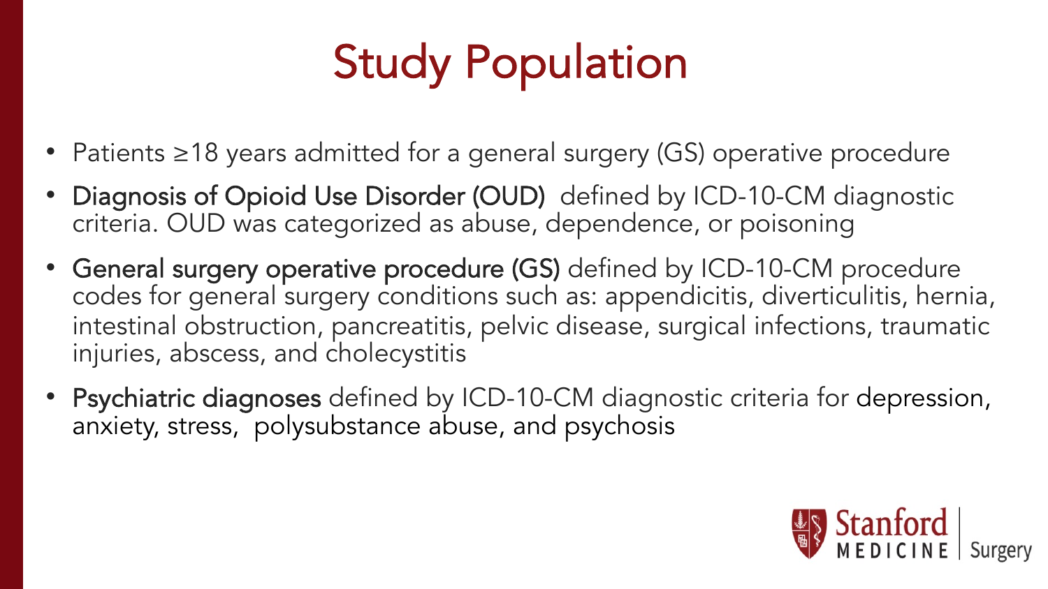# Study Population

- Patients ≥18 years admitted for a general surgery (GS) operative procedure
- Diagnosis of Opioid Use Disorder (OUD) defined by ICD-10-CM diagnostic criteria. OUD was categorized as abuse, dependence, or poisoning
- General surgery operative procedure (GS) defined by ICD-10-CM procedure codes for general surgery conditions such as: appendicitis, diverticulitis, hernia, intestinal obstruction, pancreatitis, pelvic disease, surgical infections, traumatic injuries, abscess, and cholecystitis
- Psychiatric diagnoses defined by ICD-10-CM diagnostic criteria for depression, anxiety, stress, polysubstance abuse, and psychosis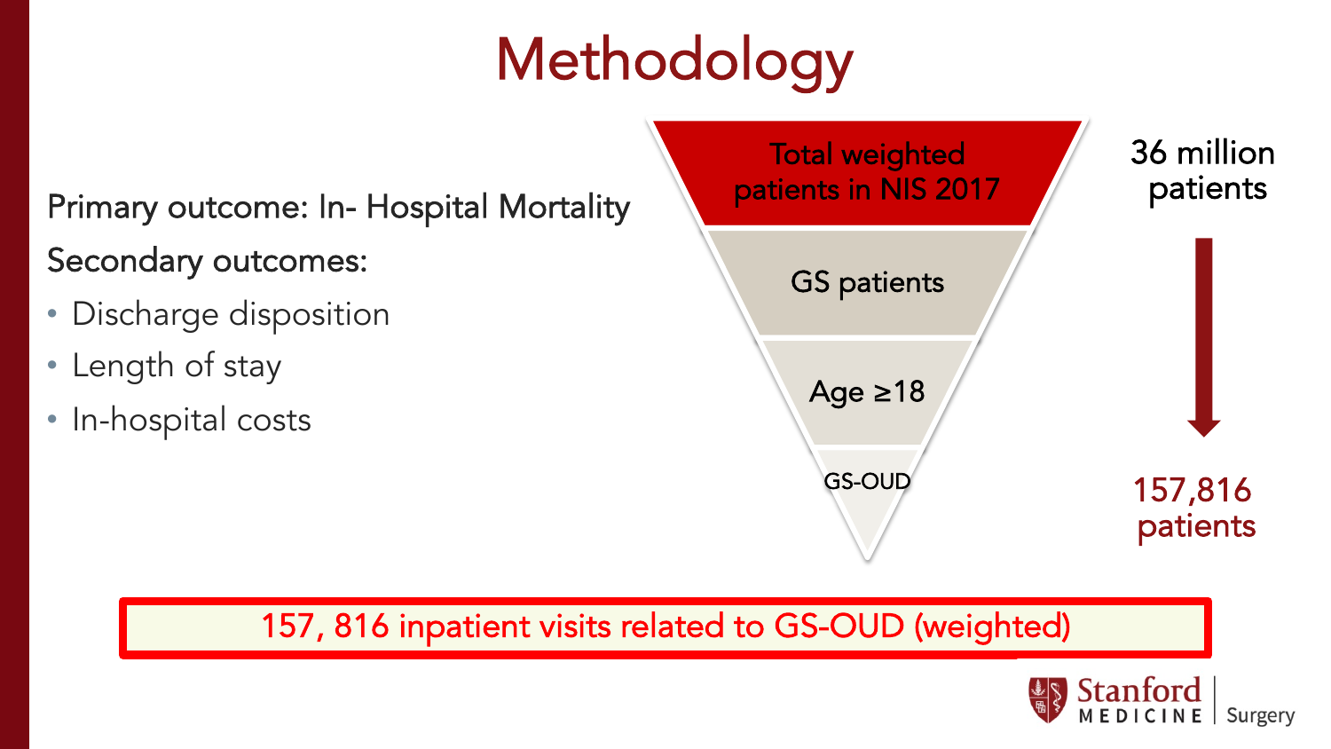# Methodology

Primary outcome: In- Hospital Mortality

Secondary outcomes:

- Discharge disposition
- Length of stay
- In-hospital costs

Total weighted patients in NIS 2017

GS patients

Age ≥18

GS-OUD

36 million patients

157,816 patients

157, 816 inpatient visits related to GS-OUD (weighted)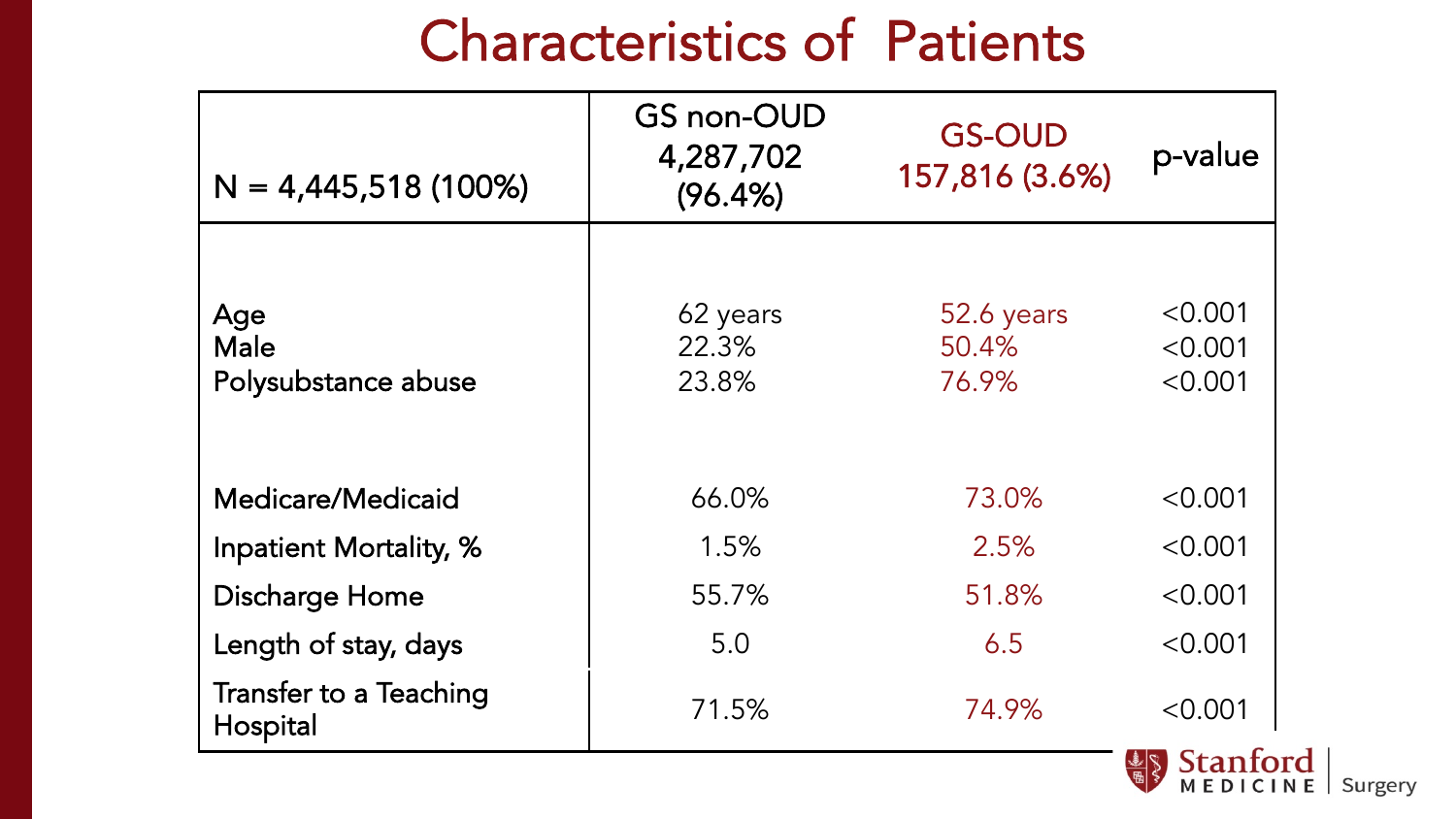# Characteristics of Patients

| N = 4,445,518 (100%) | GS non-OUD 4,287,702 (96.4%) | GS-OUD 157,816 (3.6%) | p-value |
|---|---|---|---|
| Age | 62 years | 52.6 years | <0.001 |
| Male | 22.3% | 50.4% | <0.001 |
| Polysubstance abuse | 23.8% | 76.9% | <0.001 |
| Medicare/Medicaid | 66.0% | 73.0% | <0.001 |
| Inpatient Mortality, % | 1.5% | 2.5% | <0.001 |
| Discharge Home | 55.7% | 51.8% | <0.001 |
| Length of stay, days | 5.0 | 6.5 | <0.001 |
| Transfer to a Teaching Hospital | 71.5% | 74.9% | <0.001 |

Stanford MEDICINE | Surgery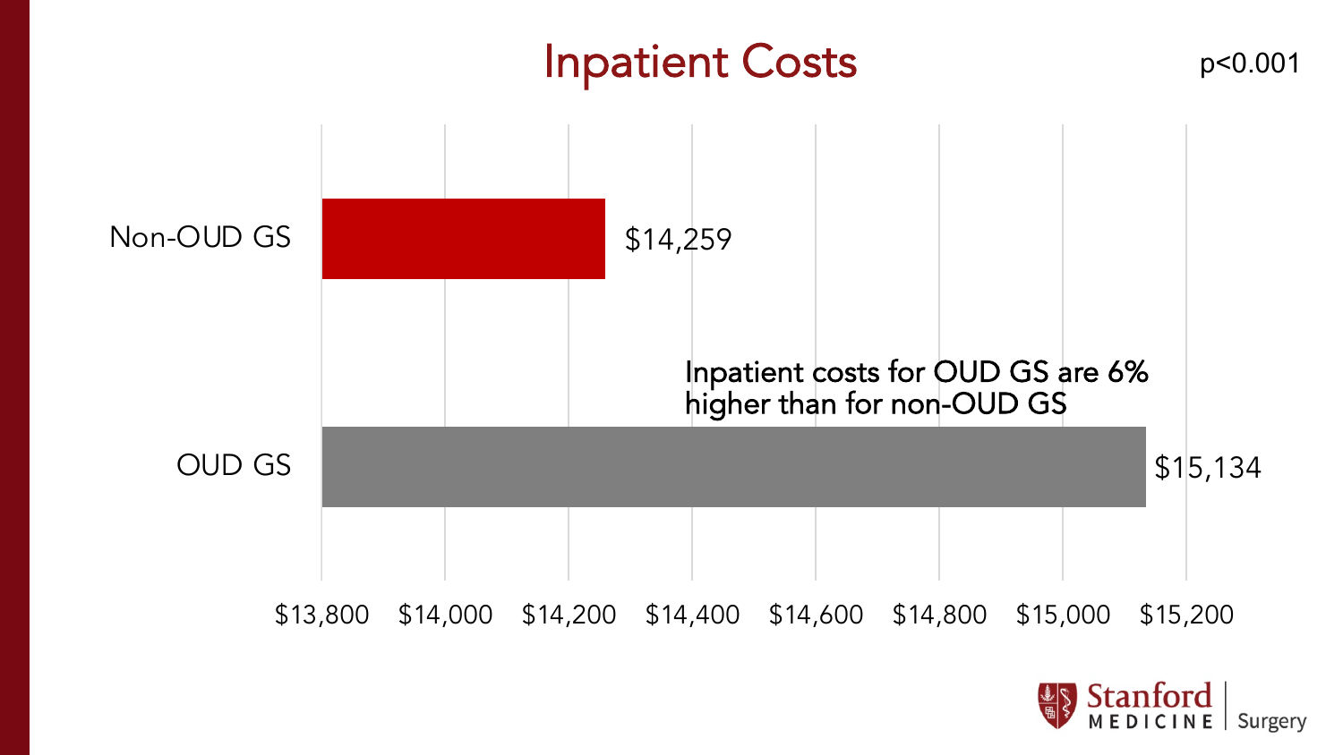# Inpatient Costs

$p<0.001$

| | Inpatient Costs |
|---|---|
| Non-OUD GS | $14,259 |
| OUD GS | $15,134 |

Inpatient costs for OUD GS are 6% higher than for non-OUD GS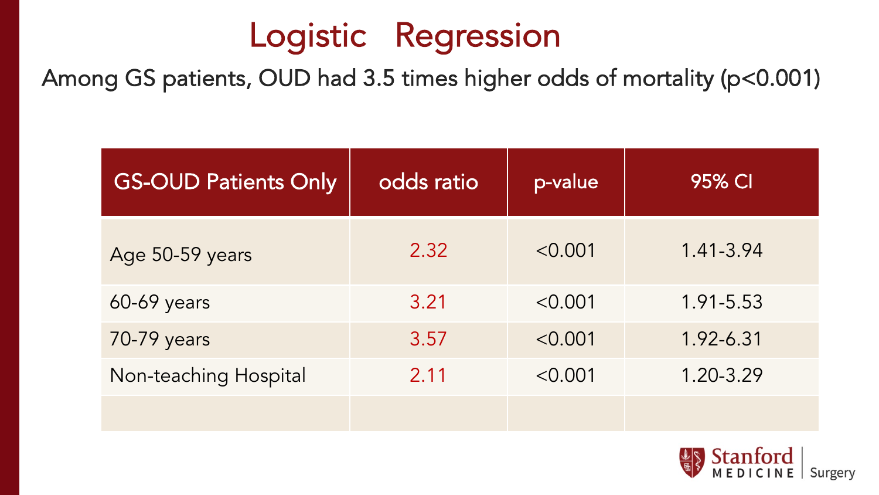# Logistic Regression

Among GS patients, OUD had 3.5 times higher odds of mortality ($p<0.001$)

| GS-OUD Patients Only | odds ratio | p-value | 95% CI |
|---|---|---|---|
| Age 50-59 years | 2.32 | <0.001 | 1.41-3.94 |
| 60-69 years | 3.21 | <0.001 | 1.91-5.53 |
| 70-79 years | 3.57 | <0.001 | 1.92-6.31 |
| Non-teaching Hospital | 2.11 | <0.001 | 1.20-3.29 |
| | | | |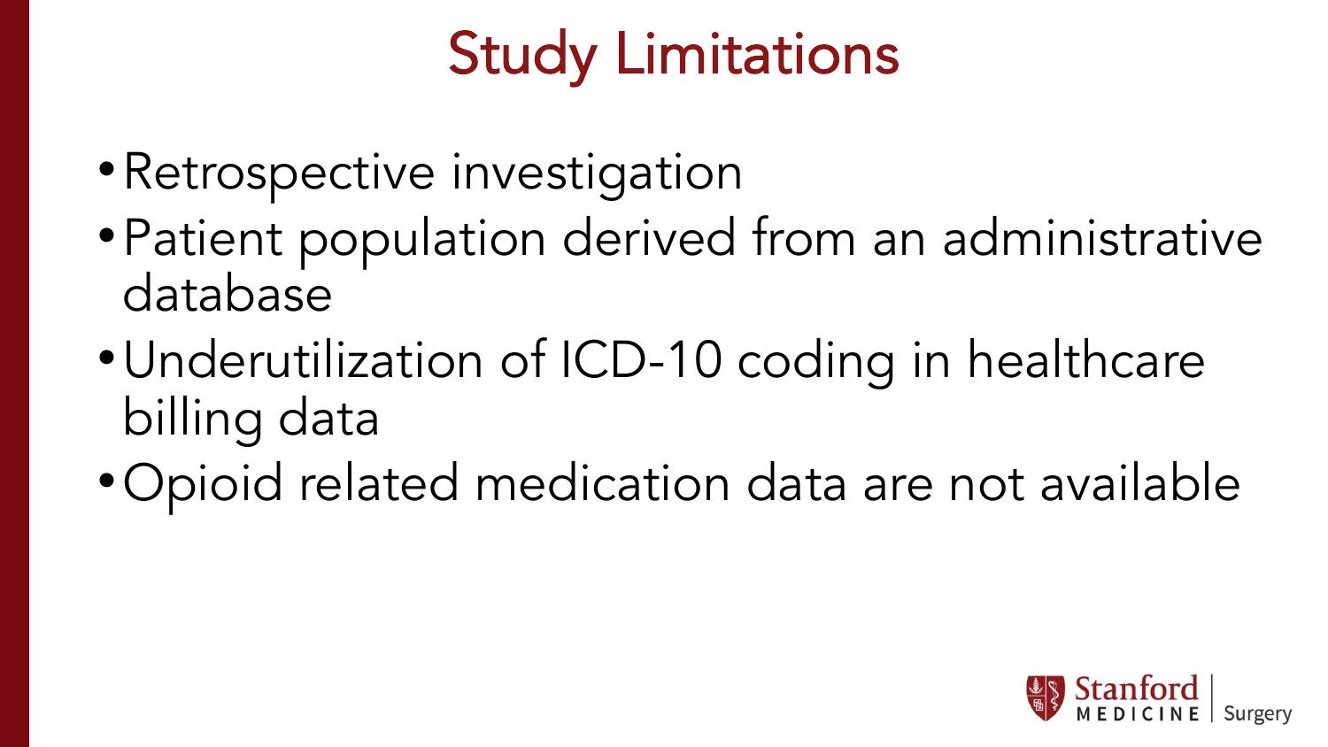# Study Limitations

- Retrospective investigation
- Patient population derived from an administrative database
- Underutilization of ICD-10 coding in healthcare billing data
- Opioid related medication data are not available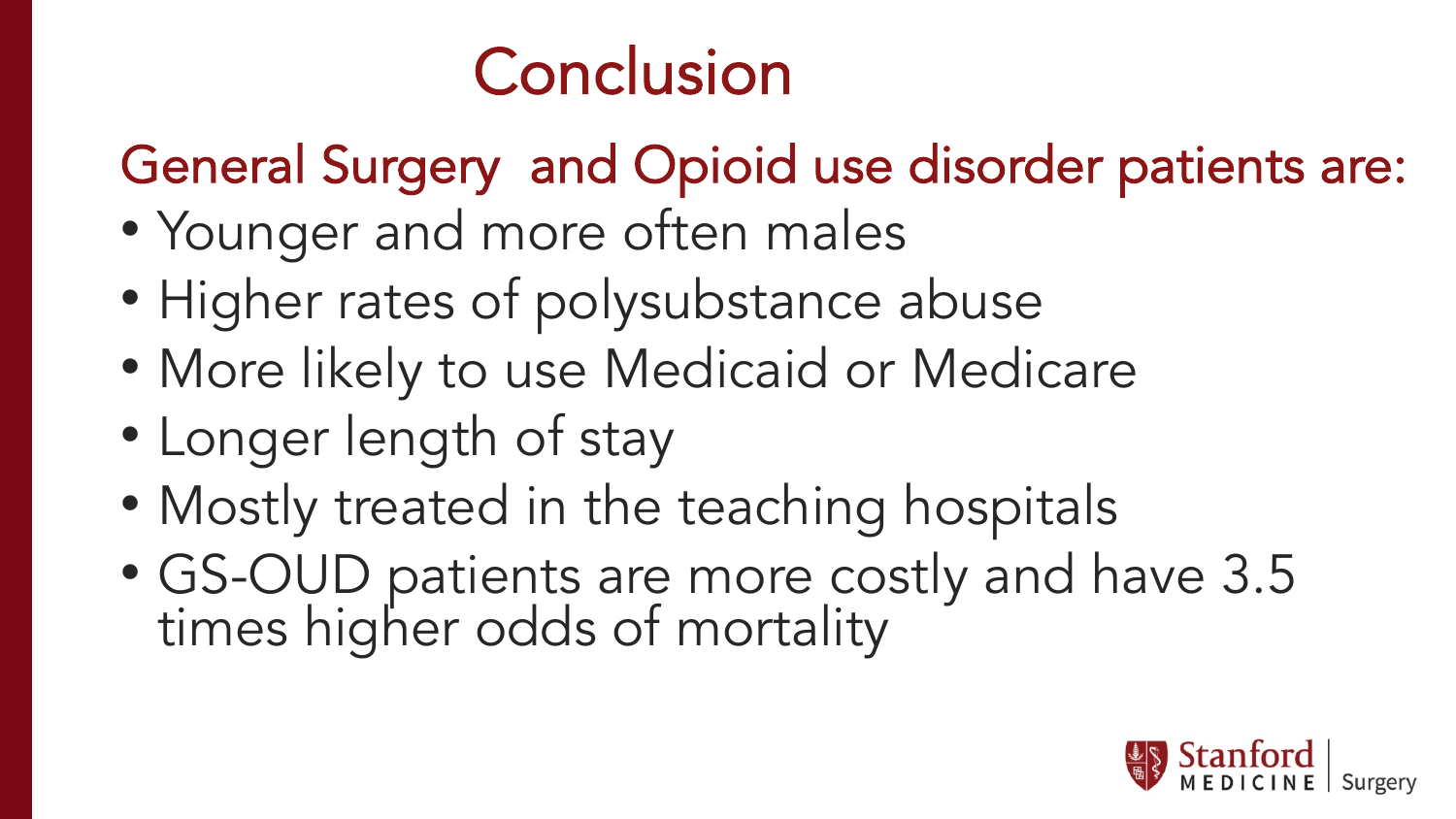# Conclusion

## General Surgery and Opioid use disorder patients are:

- Younger and more often males
- Higher rates of polysubstance abuse
- More likely to use Medicaid or Medicare
- Longer length of stay
- Mostly treated in the teaching hospitals
- GS-OUD patients are more costly and have 3.5 times higher odds of mortality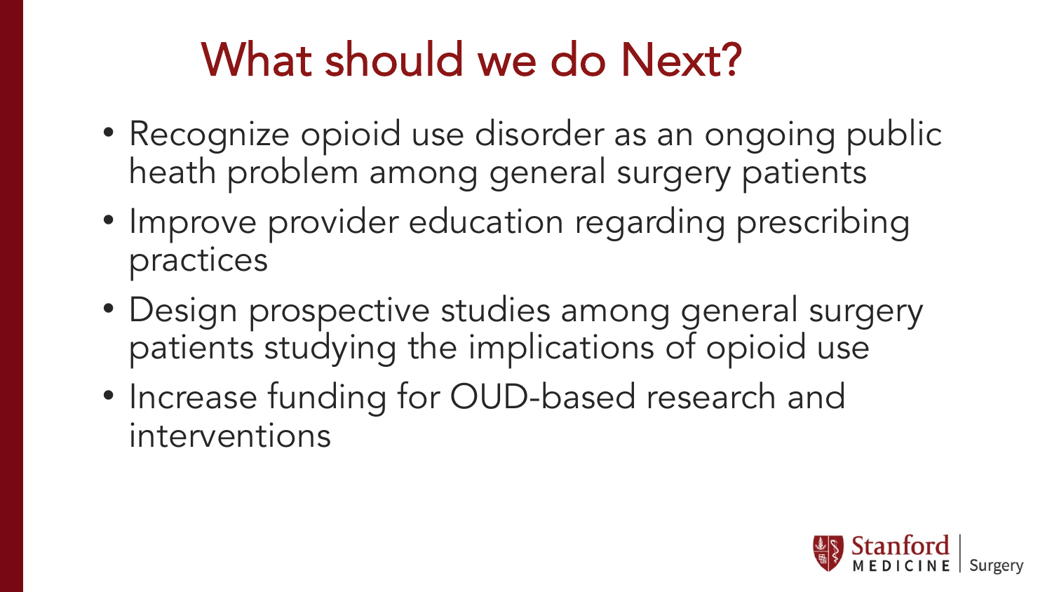# What should we do Next?

- Recognize opioid use disorder as an ongoing public heath problem among general surgery patients
- Improve provider education regarding prescribing practices
- Design prospective studies among general surgery patients studying the implications of opioid use
- Increase funding for OUD-based research and interventions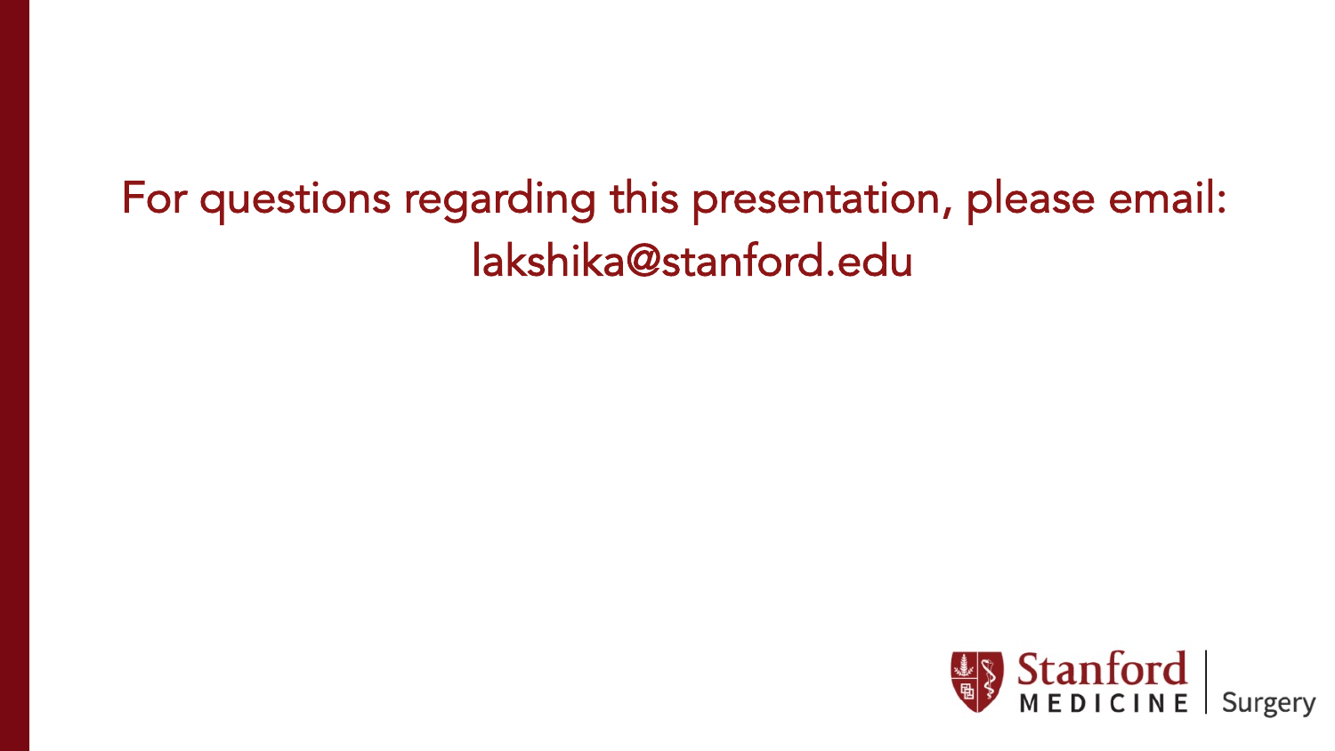For questions regarding this presentation, please email: lakshika@stanford.edu

Stanford MEDICINE | Surgery